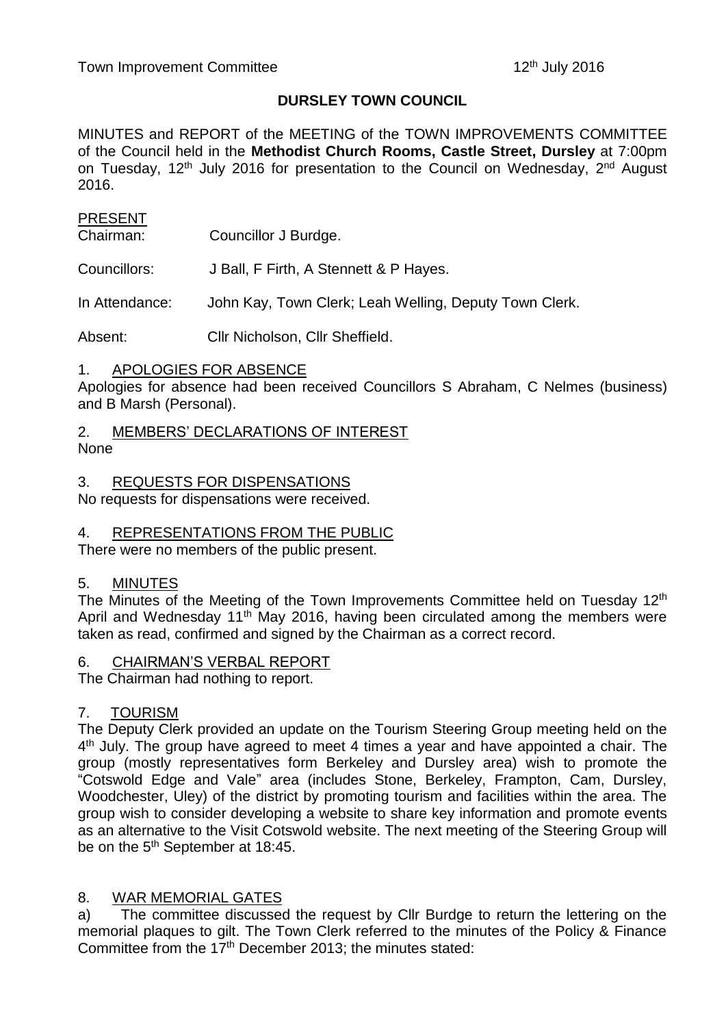# DURSLEY TOWN COUNCIL

MINUTES and REPORT of the MEETING of the TOWN IMPROVEMENTS COMMITTEE of the Council held in the **Methodist Church Rooms, Castle Street, Dursley** at 7:00pm on Tuesday, 12th July 2016 for presentation to the Council on Wednesday, 2nd August 2016.

PRESENT

Chairman: Councillor J Burdge.

Councillors: J Ball, F Firth, A Stennett & P Hayes.

In Attendance: John Kay, Town Clerk; Leah Welling, Deputy Town Clerk.

Absent: Cllr Nicholson, Cllr Sheffield.

## 1. APOLOGIES FOR ABSENCE

Apologies for absence had been received Councillors S Abraham, C Nelmes (business) and B Marsh (Personal).

## 2. MEMBERS' DECLARATIONS OF INTEREST

None

## 3. REQUESTS FOR DISPENSATIONS

No requests for dispensations were received.

## 4. REPRESENTATIONS FROM THE PUBLIC

There were no members of the public present.

## 5. MINUTES

The Minutes of the Meeting of the Town Improvements Committee held on Tuesday 12th April and Wednesday 11th May 2016, having been circulated among the members were taken as read, confirmed and signed by the Chairman as a correct record.

## 6. CHAIRMAN'S VERBAL REPORT

The Chairman had nothing to report.

## 7. TOURISM

The Deputy Clerk provided an update on the Tourism Steering Group meeting held on the 4th July. The group have agreed to meet 4 times a year and have appointed a chair. The group (mostly representatives form Berkeley and Dursley area) wish to promote the "Cotswold Edge and Vale" area (includes Stone, Berkeley, Frampton, Cam, Dursley, Woodchester, Uley) of the district by promoting tourism and facilities within the area. The group wish to consider developing a website to share key information and promote events as an alternative to the Visit Cotswold website. The next meeting of the Steering Group will be on the 5th September at 18:45.

## 8. WAR MEMORIAL GATES

a) The committee discussed the request by Cllr Burdge to return the lettering on the memorial plaques to gilt. The Town Clerk referred to the minutes of the Policy & Finance Committee from the 17th December 2013; the minutes stated: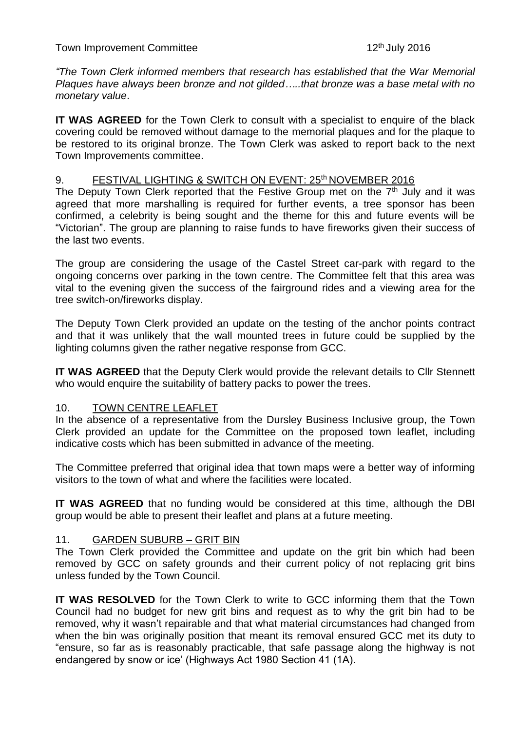*"The Town Clerk informed members that research has established that the War Memorial Plaques have always been bronze and not gilded…..that bronze was a base metal with no monetary value*.

**IT WAS AGREED** for the Town Clerk to consult with a specialist to enquire of the black covering could be removed without damage to the memorial plaques and for the plaque to be restored to its original bronze. The Town Clerk was asked to report back to the next Town Improvements committee.

9. FESTIVAL LIGHTING & SWITCH ON EVENT: 25th NOVEMBER 2016

The Deputy Town Clerk reported that the Festive Group met on the 7th July and it was agreed that more marshalling is required for further events, a tree sponsor has been confirmed, a celebrity is being sought and the theme for this and future events will be "Victorian". The group are planning to raise funds to have fireworks given their success of the last two events.

The group are considering the usage of the Castel Street car-park with regard to the ongoing concerns over parking in the town centre. The Committee felt that this area was vital to the evening given the success of the fairground rides and a viewing area for the tree switch-on/fireworks display.

The Deputy Town Clerk provided an update on the testing of the anchor points contract and that it was unlikely that the wall mounted trees in future could be supplied by the lighting columns given the rather negative response from GCC.

**IT WAS AGREED** that the Deputy Clerk would provide the relevant details to Cllr Stennett who would enquire the suitability of battery packs to power the trees.

10. TOWN CENTRE LEAFLET

In the absence of a representative from the Dursley Business Inclusive group, the Town Clerk provided an update for the Committee on the proposed town leaflet, including indicative costs which has been submitted in advance of the meeting.

The Committee preferred that original idea that town maps were a better way of informing visitors to the town of what and where the facilities were located.

**IT WAS AGREED** that no funding would be considered at this time, although the DBI group would be able to present their leaflet and plans at a future meeting.

11. GARDEN SUBURB – GRIT BIN

The Town Clerk provided the Committee and update on the grit bin which had been removed by GCC on safety grounds and their current policy of not replacing grit bins unless funded by the Town Council.

**IT WAS RESOLVED** for the Town Clerk to write to GCC informing them that the Town Council had no budget for new grit bins and request as to why the grit bin had to be removed, why it wasn't repairable and that what material circumstances had changed from when the bin was originally position that meant its removal ensured GCC met its duty to "ensure, so far as is reasonably practicable, that safe passage along the highway is not endangered by snow or ice' (Highways Act 1980 Section 41 (1A).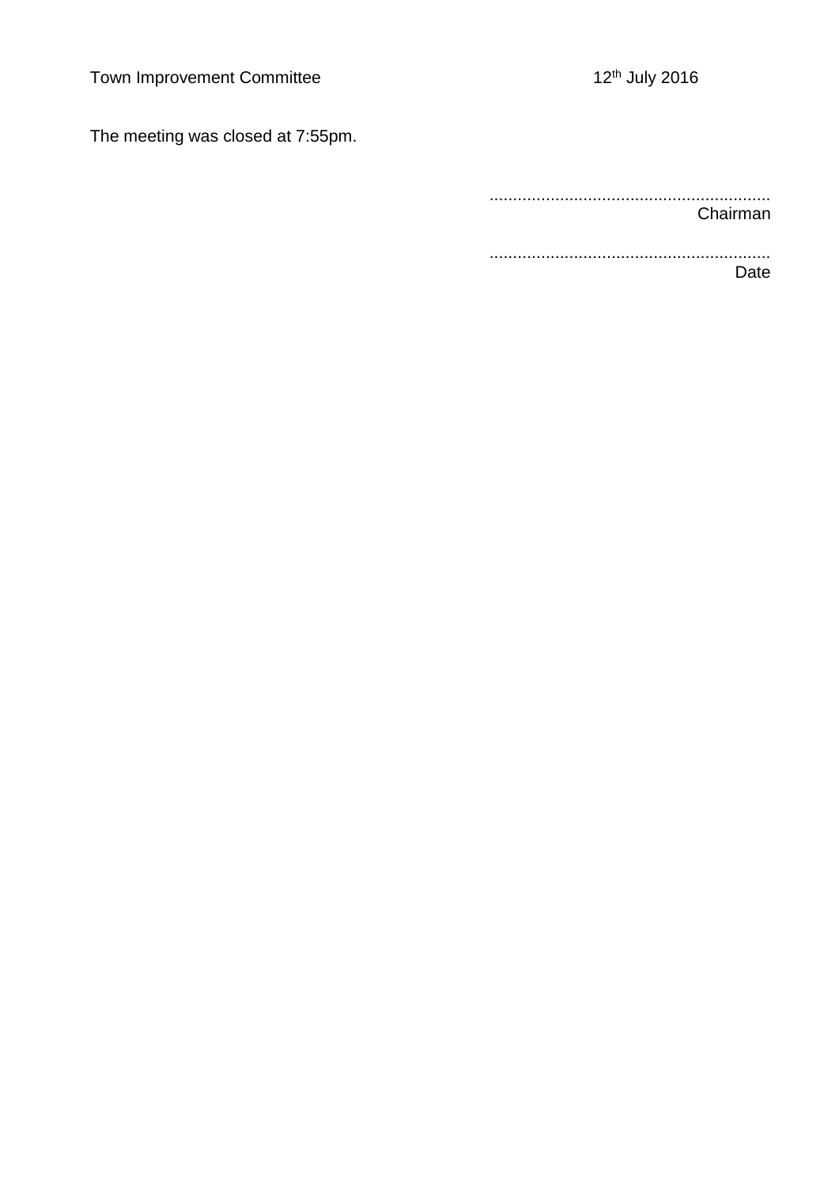The meeting was closed at 7:55pm.

............................................................
Chairman

............................................................
Date